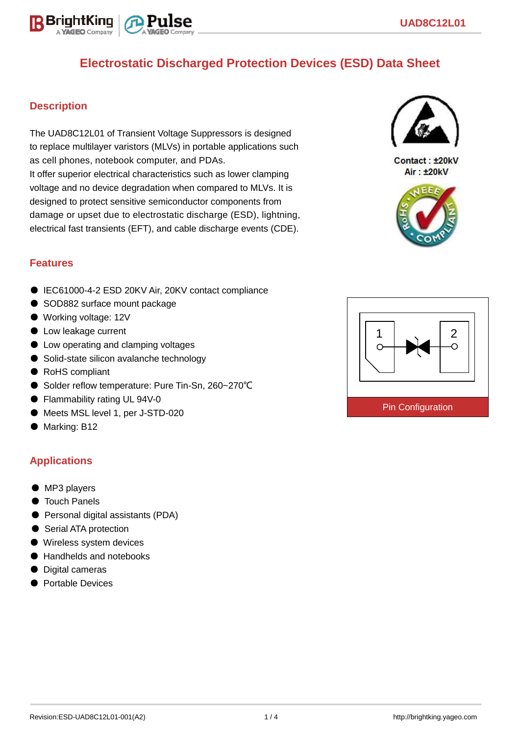# Electrostatic Discharged Protection Devices (ESD) Data Sheet

## Description

The UAD8C12L01 of Transient Voltage Suppressors is designed to replace multilayer varistors (MLVs) in portable applications such as cell phones, notebook computer, and PDAs.
It offer superior electrical characteristics such as lower clamping voltage and no device degradation when compared to MLVs. It is designed to protect sensitive semiconductor components from damage or upset due to electrostatic discharge (ESD), lightning, electrical fast transients (EFT), and cable discharge events (CDE).

Contact : ±20kV
Air : ±20kV

## Features

- IEC61000-4-2 ESD 20KV Air, 20KV contact compliance
- SOD882 surface mount package
- Working voltage: 12V
- Low leakage current
- Low operating and clamping voltages
- Solid-state silicon avalanche technology
- RoHS compliant
- Solder reflow temperature: Pure Tin-Sn, 260~270℃
- Flammability rating UL 94V-0
- Meets MSL level 1, per J-STD-020
- Marking: B12

Pin Configuration

## Applications

- MP3 players
- Touch Panels
- Personal digital assistants (PDA)
- Serial ATA protection
- Wireless system devices
- Handhelds and notebooks
- Digital cameras
- Portable Devices

Revision:ESD-UAD8C12L01-001(A2)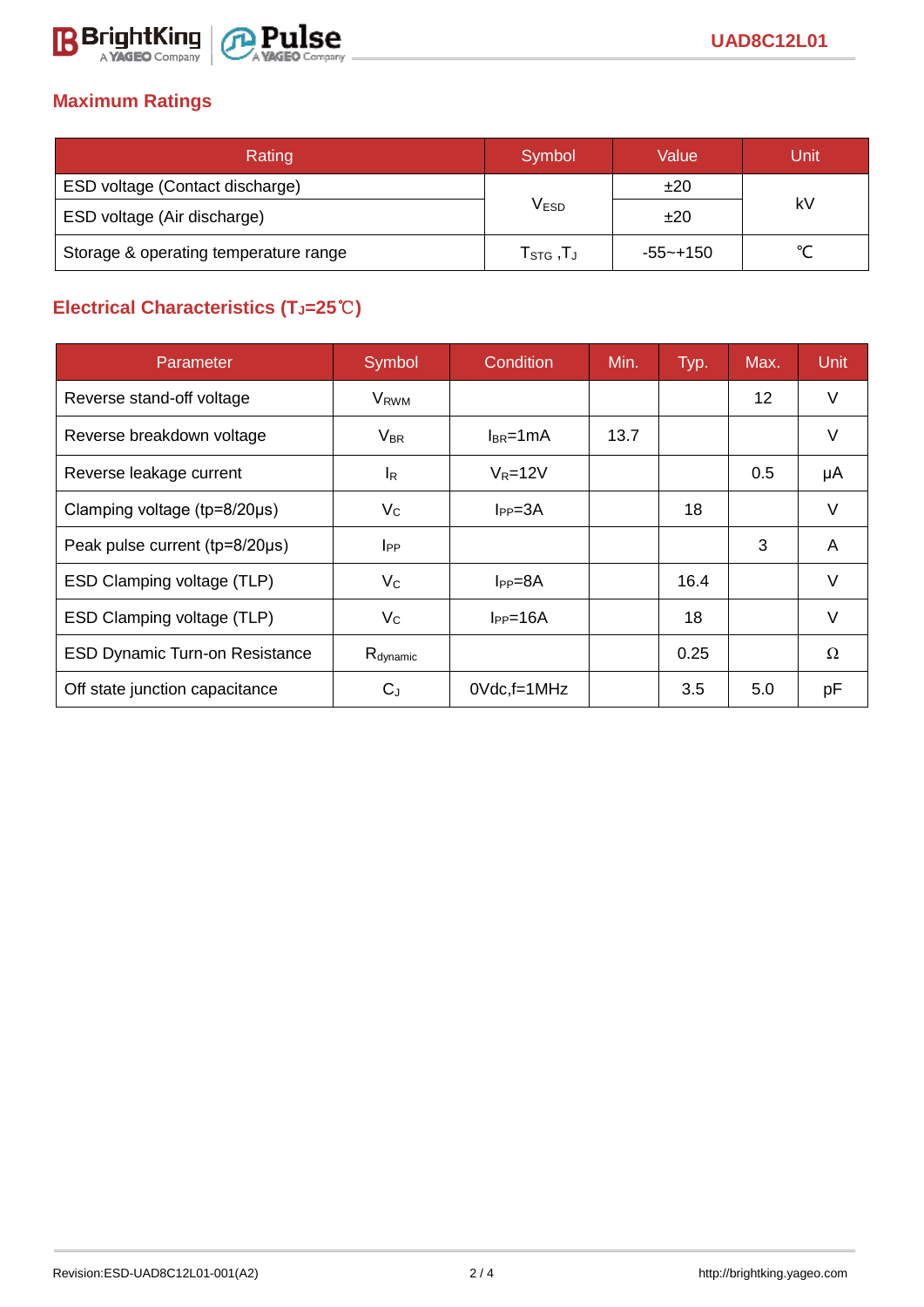## Maximum Ratings

| Rating | Symbol | Value | Unit |
|---|---|---|---|
| ESD voltage (Contact discharge) | $V_{ESD}$ | ±20 | kV |
| ESD voltage (Air discharge) | | ±20 | |
| Storage & operating temperature range | $T_{STG}$ ,$T_J$ | -55~+150 | ℃ |

## Electrical Characteristics ($T_J$=25℃)

| Parameter | Symbol | Condition | Min. | Typ. | Max. | Unit |
|---|---|---|---|---|---|---|
| Reverse stand-off voltage | $V_{RWM}$ | | | | 12 | V |
| Reverse breakdown voltage | $V_{BR}$ | $I_{BR}$=1mA | 13.7 | | | V |
| Reverse leakage current | $I_R$ | $V_R$=12V | | | 0.5 | μA |
| Clamping voltage (tp=8/20μs) | $V_C$ | $I_{PP}$=3A | | 18 | | V |
| Peak pulse current (tp=8/20μs) | $I_{PP}$ | | | | 3 | A |
| ESD Clamping voltage (TLP) | $V_C$ | $I_{PP}$=8A | | 16.4 | | V |
| ESD Clamping voltage (TLP) | $V_C$ | $I_{PP}$=16A | | 18 | | V |
| ESD Dynamic Turn-on Resistance | $R_{dynamic}$ | | | 0.25 | | Ω |
| Off state junction capacitance | $C_J$ | 0Vdc,f=1MHz | | 3.5 | 5.0 | pF |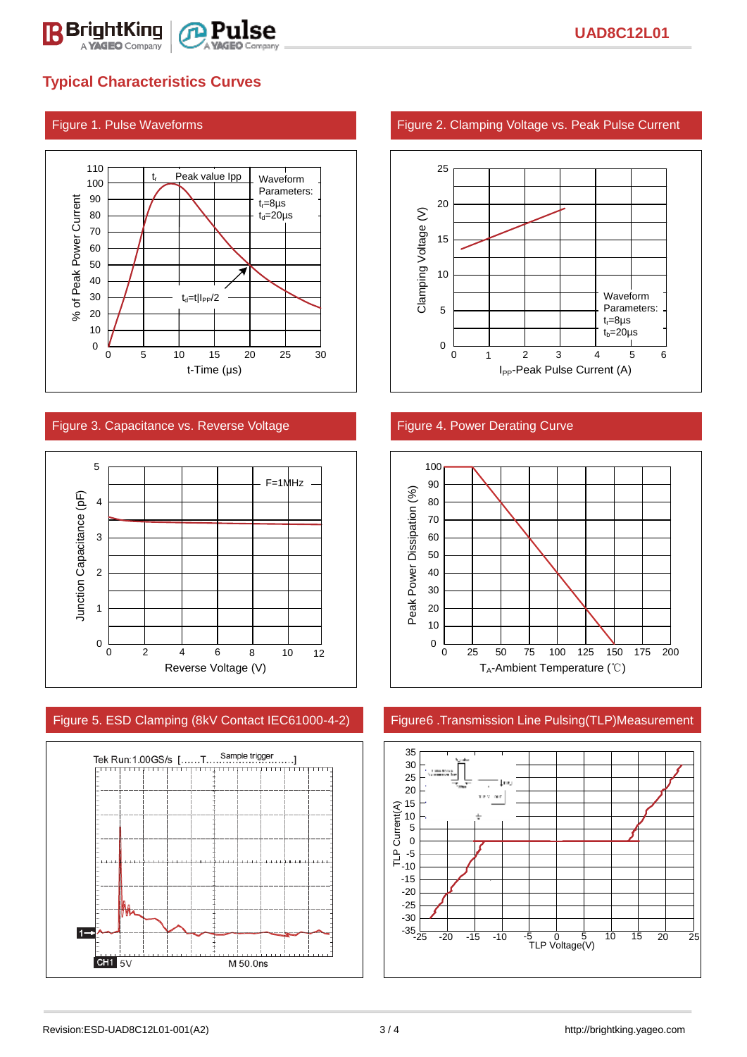## Typical Characteristics Curves

### Figure 1. Pulse Waveforms

110
100
90
80
70
60
50
40
30
20
10
0

% of Peak Power Current

$t_r$ Peak value Ipp

Waveform Parameters:
$t_r$=8μs
$t_d$=20μs

$t_d$=t|$I_{PP}$/2

0 5 10 15 20 25 30

t-Time (μs)

### Figure 2. Clamping Voltage vs. Peak Pulse Current

Clamping Voltage (V)

25
20
15
10
5
0

Waveform Parameters:
$t_r$=8μs
$t_b$=20μs

0 1 2 3 4 5 6

$I_{PP}$-Peak Pulse Current (A)

### Figure 3. Capacitance vs. Reverse Voltage

Junction Capacitance (pF)

5
4
3
2
1
0

F=1MHz

0 2 4 6 8 10 12

Reverse Voltage (V)

### Figure 4. Power Derating Curve

Peak Power Dissipation (%)

100
90
80
70
60
50
40
30
20
10
0

0 25 50 75 100 125 150 175 200

$T_A$-Ambient Temperature (℃)

### Figure 5. ESD Clamping (8kV Contact IEC61000-4-2)

Tek Run:1.00GS/s [......T......Sample trigger......]

CH1 5V M 50.0ns

### Figure6 .Transmission Line Pulsing(TLP)Measurement

TLP Current(A)

35
30
25
20
15
10
5
0
-5
-10
-15
-20
-25
-30
-35

-25 -20 -15 -10 -5 0 5 10 15 20 25

TLP Voltage(V)

Revision:ESD-UAD8C12L01-001(A2)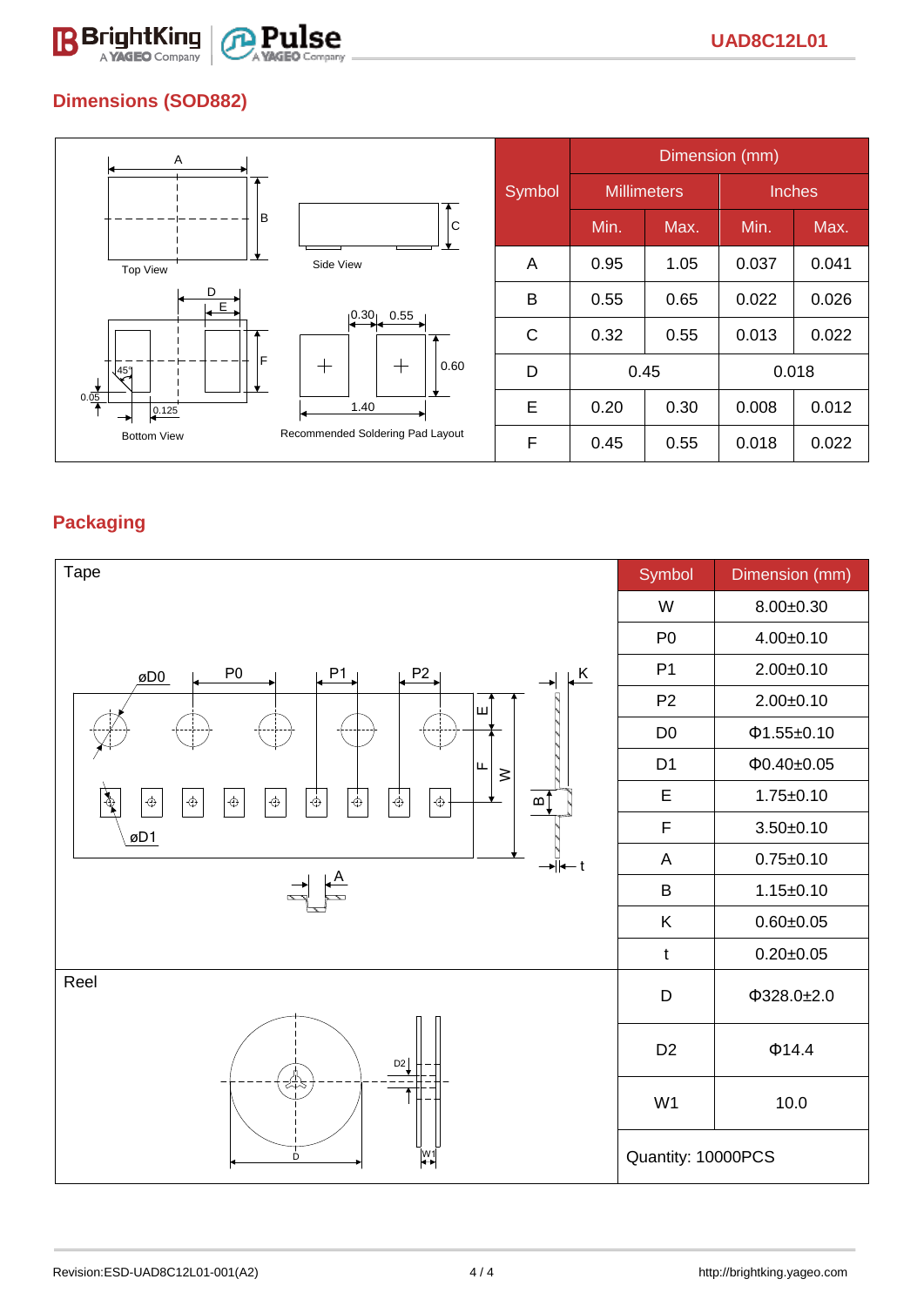## Dimensions (SOD882)

A
B
Top View
C
Side View
D
E
F
45°
0.05
0.125
Bottom View
0.30
0.55
0.60
1.40
Recommended Soldering Pad Layout

| Symbol | Dimension (mm) | | | |
|---|---|---|---|---|
| | Millimeters | | Inches | |
| | Min. | Max. | Min. | Max. |
| A | 0.95 | 1.05 | 0.037 | 0.041 |
| B | 0.55 | 0.65 | 0.022 | 0.026 |
| C | 0.32 | 0.55 | 0.013 | 0.022 |
| D | 0.45 | | 0.018 | |
| E | 0.20 | 0.30 | 0.008 | 0.012 |
| F | 0.45 | 0.55 | 0.018 | 0.022 |

## Packaging

Tape

øD0
P0
P1
P2
K
E
F
W
B
øD1
t
A

Reel

D2
D
W1

| Symbol | Dimension (mm) |
|---|---|
| W | 8.00±0.30 |
| P0 | 4.00±0.10 |
| P1 | 2.00±0.10 |
| P2 | 2.00±0.10 |
| D0 | Φ1.55±0.10 |
| D1 | Φ0.40±0.05 |
| E | 1.75±0.10 |
| F | 3.50±0.10 |
| A | 0.75±0.10 |
| B | 1.15±0.10 |
| K | 0.60±0.05 |
| t | 0.20±0.05 |
| D | Φ328.0±2.0 |
| D2 | Φ14.4 |
| W1 | 10.0 |

Quantity: 10000PCS

Revision:ESD-UAD8C12L01-001(A2)

http://brightking.yageo.com